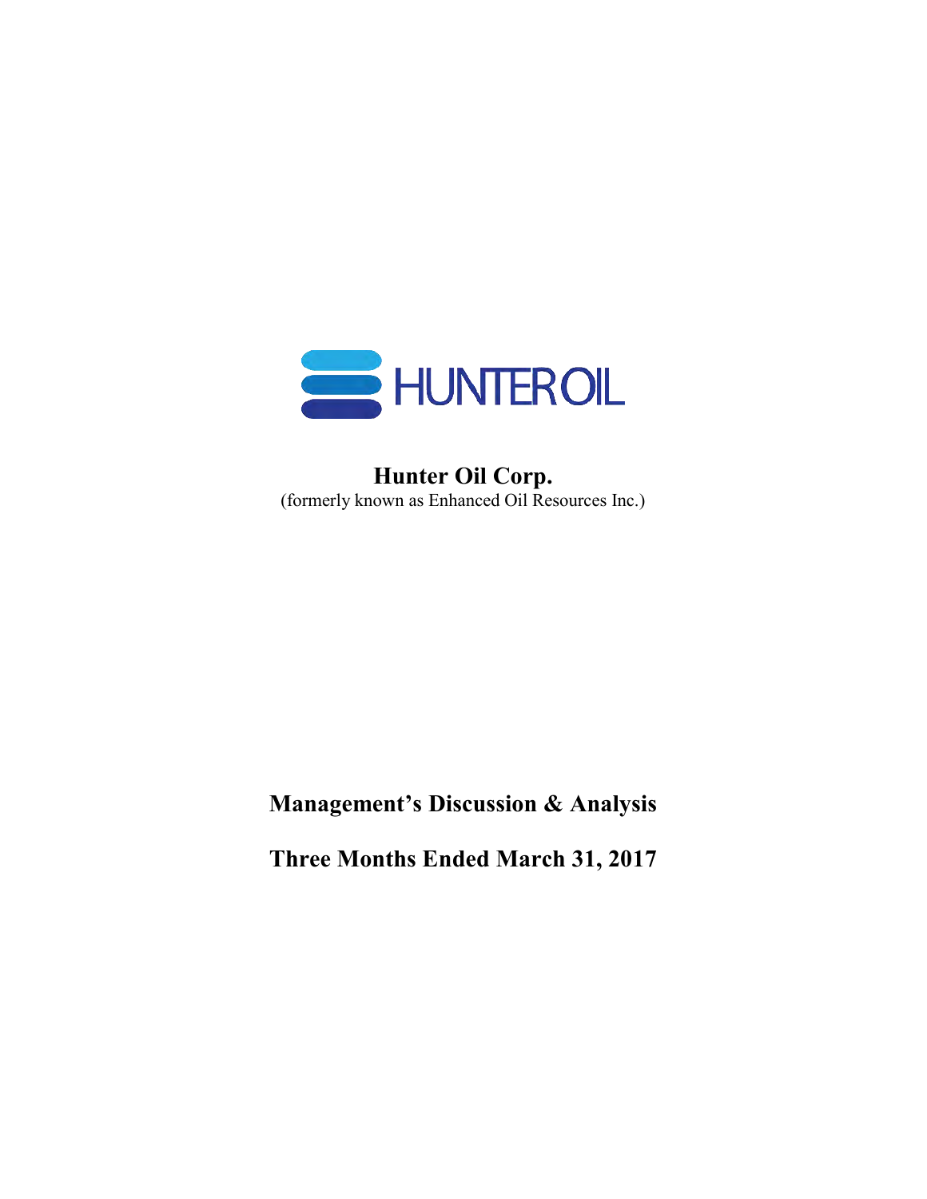# Hunter Oil Corp.

(formerly known as Enhanced Oil Resources Inc.)

## Management's Discussion & Analysis

## Three Months Ended March 31, 2017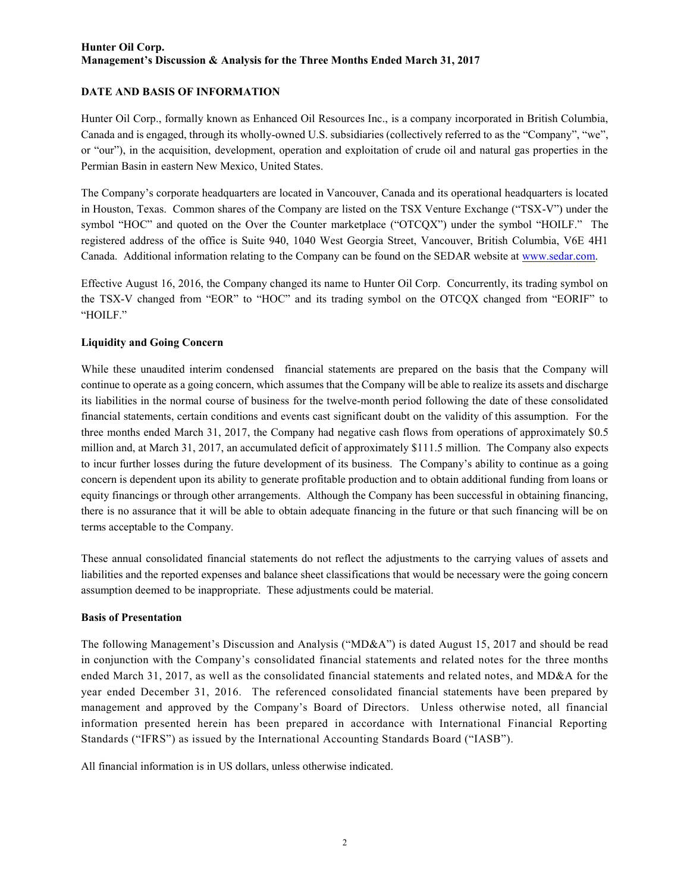## DATE AND BASIS OF INFORMATION

Hunter Oil Corp., formally known as Enhanced Oil Resources Inc., is a company incorporated in British Columbia, Canada and is engaged, through its wholly-owned U.S. subsidiaries (collectively referred to as the "Company", "we", or "our"), in the acquisition, development, operation and exploitation of crude oil and natural gas properties in the Permian Basin in eastern New Mexico, United States.

The Company's corporate headquarters are located in Vancouver, Canada and its operational headquarters is located in Houston, Texas. Common shares of the Company are listed on the TSX Venture Exchange ("TSX-V") under the symbol "HOC" and quoted on the Over the Counter marketplace ("OTCQX") under the symbol "HOILF." The registered address of the office is Suite 940, 1040 West Georgia Street, Vancouver, British Columbia, V6E 4H1 Canada. Additional information relating to the Company can be found on the SEDAR website at www.sedar.com.

Effective August 16, 2016, the Company changed its name to Hunter Oil Corp. Concurrently, its trading symbol on the TSX-V changed from "EOR" to "HOC" and its trading symbol on the OTCQX changed from "EORIF" to "HOILF."

### Liquidity and Going Concern

While these unaudited interim condensed financial statements are prepared on the basis that the Company will continue to operate as a going concern, which assumes that the Company will be able to realize its assets and discharge its liabilities in the normal course of business for the twelve-month period following the date of these consolidated financial statements, certain conditions and events cast significant doubt on the validity of this assumption. For the three months ended March 31, 2017, the Company had negative cash flows from operations of approximately $0.5 million and, at March 31, 2017, an accumulated deficit of approximately $111.5 million. The Company also expects to incur further losses during the future development of its business. The Company's ability to continue as a going concern is dependent upon its ability to generate profitable production and to obtain additional funding from loans or equity financings or through other arrangements. Although the Company has been successful in obtaining financing, there is no assurance that it will be able to obtain adequate financing in the future or that such financing will be on terms acceptable to the Company.

These annual consolidated financial statements do not reflect the adjustments to the carrying values of assets and liabilities and the reported expenses and balance sheet classifications that would be necessary were the going concern assumption deemed to be inappropriate. These adjustments could be material.

### Basis of Presentation

The following Management's Discussion and Analysis ("MD&A") is dated August 15, 2017 and should be read in conjunction with the Company's consolidated financial statements and related notes for the three months ended March 31, 2017, as well as the consolidated financial statements and related notes, and MD&A for the year ended December 31, 2016. The referenced consolidated financial statements have been prepared by management and approved by the Company's Board of Directors. Unless otherwise noted, all financial information presented herein has been prepared in accordance with International Financial Reporting Standards ("IFRS") as issued by the International Accounting Standards Board ("IASB").

All financial information is in US dollars, unless otherwise indicated.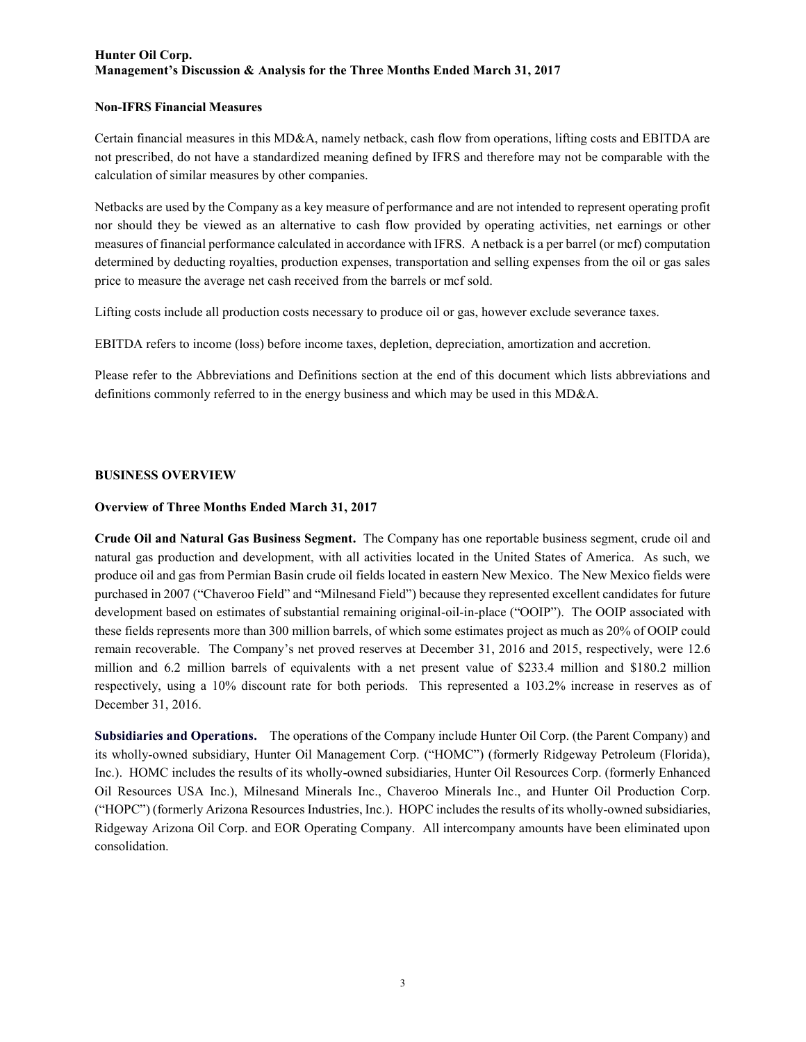### Non-IFRS Financial Measures

Certain financial measures in this MD&A, namely netback, cash flow from operations, lifting costs and EBITDA are not prescribed, do not have a standardized meaning defined by IFRS and therefore may not be comparable with the calculation of similar measures by other companies.

Netbacks are used by the Company as a key measure of performance and are not intended to represent operating profit nor should they be viewed as an alternative to cash flow provided by operating activities, net earnings or other measures of financial performance calculated in accordance with IFRS. A netback is a per barrel (or mcf) computation determined by deducting royalties, production expenses, transportation and selling expenses from the oil or gas sales price to measure the average net cash received from the barrels or mcf sold.

Lifting costs include all production costs necessary to produce oil or gas, however exclude severance taxes.

EBITDA refers to income (loss) before income taxes, depletion, depreciation, amortization and accretion.

Please refer to the Abbreviations and Definitions section at the end of this document which lists abbreviations and definitions commonly referred to in the energy business and which may be used in this MD&A.

## BUSINESS OVERVIEW

### Overview of Three Months Ended March 31, 2017

**Crude Oil and Natural Gas Business Segment.** The Company has one reportable business segment, crude oil and natural gas production and development, with all activities located in the United States of America. As such, we produce oil and gas from Permian Basin crude oil fields located in eastern New Mexico. The New Mexico fields were purchased in 2007 ("Chaveroo Field" and "Milnesand Field") because they represented excellent candidates for future development based on estimates of substantial remaining original-oil-in-place ("OOIP"). The OOIP associated with these fields represents more than 300 million barrels, of which some estimates project as much as 20% of OOIP could remain recoverable. The Company's net proved reserves at December 31, 2016 and 2015, respectively, were 12.6 million and 6.2 million barrels of equivalents with a net present value of $233.4 million and $180.2 million respectively, using a 10% discount rate for both periods. This represented a 103.2% increase in reserves as of December 31, 2016.

**Subsidiaries and Operations.** The operations of the Company include Hunter Oil Corp. (the Parent Company) and its wholly-owned subsidiary, Hunter Oil Management Corp. ("HOMC") (formerly Ridgeway Petroleum (Florida), Inc.). HOMC includes the results of its wholly-owned subsidiaries, Hunter Oil Resources Corp. (formerly Enhanced Oil Resources USA Inc.), Milnesand Minerals Inc., Chaveroo Minerals Inc., and Hunter Oil Production Corp. ("HOPC") (formerly Arizona Resources Industries, Inc.). HOPC includes the results of its wholly-owned subsidiaries, Ridgeway Arizona Oil Corp. and EOR Operating Company. All intercompany amounts have been eliminated upon consolidation.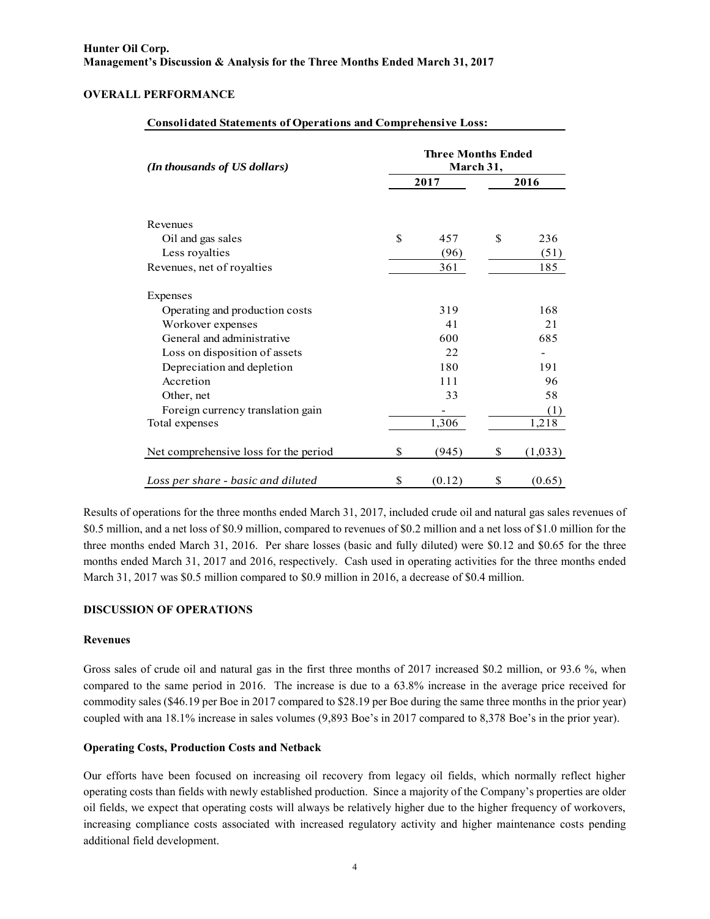## OVERALL PERFORMANCE

**Consolidated Statements of Operations and Comprehensive Loss:**

| *(In thousands of US dollars)* | Three Months Ended March 31, 2017 | Three Months Ended March 31, 2016 |
|---|---|---|
| Revenues | | |
| Oil and gas sales | $ 457 | $ 236 |
| Less royalties | (96) | (51) |
| Revenues, net of royalties | 361 | 185 |
| Expenses | | |
| Operating and production costs | 319 | 168 |
| Workover expenses | 41 | 21 |
| General and administrative | 600 | 685 |
| Loss on disposition of assets | 22 | - |
| Depreciation and depletion | 180 | 191 |
| Accretion | 111 | 96 |
| Other, net | 33 | 58 |
| Foreign currency translation gain | - | (1) |
| Total expenses | 1,306 | 1,218 |
| Net comprehensive loss for the period | $ (945) | $ (1,033) |
| *Loss per share - basic and diluted* | $ (0.12) | $ (0.65) |

Results of operations for the three months ended March 31, 2017, included crude oil and natural gas sales revenues of $0.5 million, and a net loss of $0.9 million, compared to revenues of $0.2 million and a net loss of $1.0 million for the three months ended March 31, 2016. Per share losses (basic and fully diluted) were $0.12 and $0.65 for the three months ended March 31, 2017 and 2016, respectively. Cash used in operating activities for the three months ended March 31, 2017 was $0.5 million compared to $0.9 million in 2016, a decrease of $0.4 million.

## DISCUSSION OF OPERATIONS

### Revenues

Gross sales of crude oil and natural gas in the first three months of 2017 increased $0.2 million, or 93.6 %, when compared to the same period in 2016. The increase is due to a 63.8% increase in the average price received for commodity sales ($46.19 per Boe in 2017 compared to $28.19 per Boe during the same three months in the prior year) coupled with ana 18.1% increase in sales volumes (9,893 Boe's in 2017 compared to 8,378 Boe's in the prior year).

### Operating Costs, Production Costs and Netback

Our efforts have been focused on increasing oil recovery from legacy oil fields, which normally reflect higher operating costs than fields with newly established production. Since a majority of the Company's properties are older oil fields, we expect that operating costs will always be relatively higher due to the higher frequency of workovers, increasing compliance costs associated with increased regulatory activity and higher maintenance costs pending additional field development.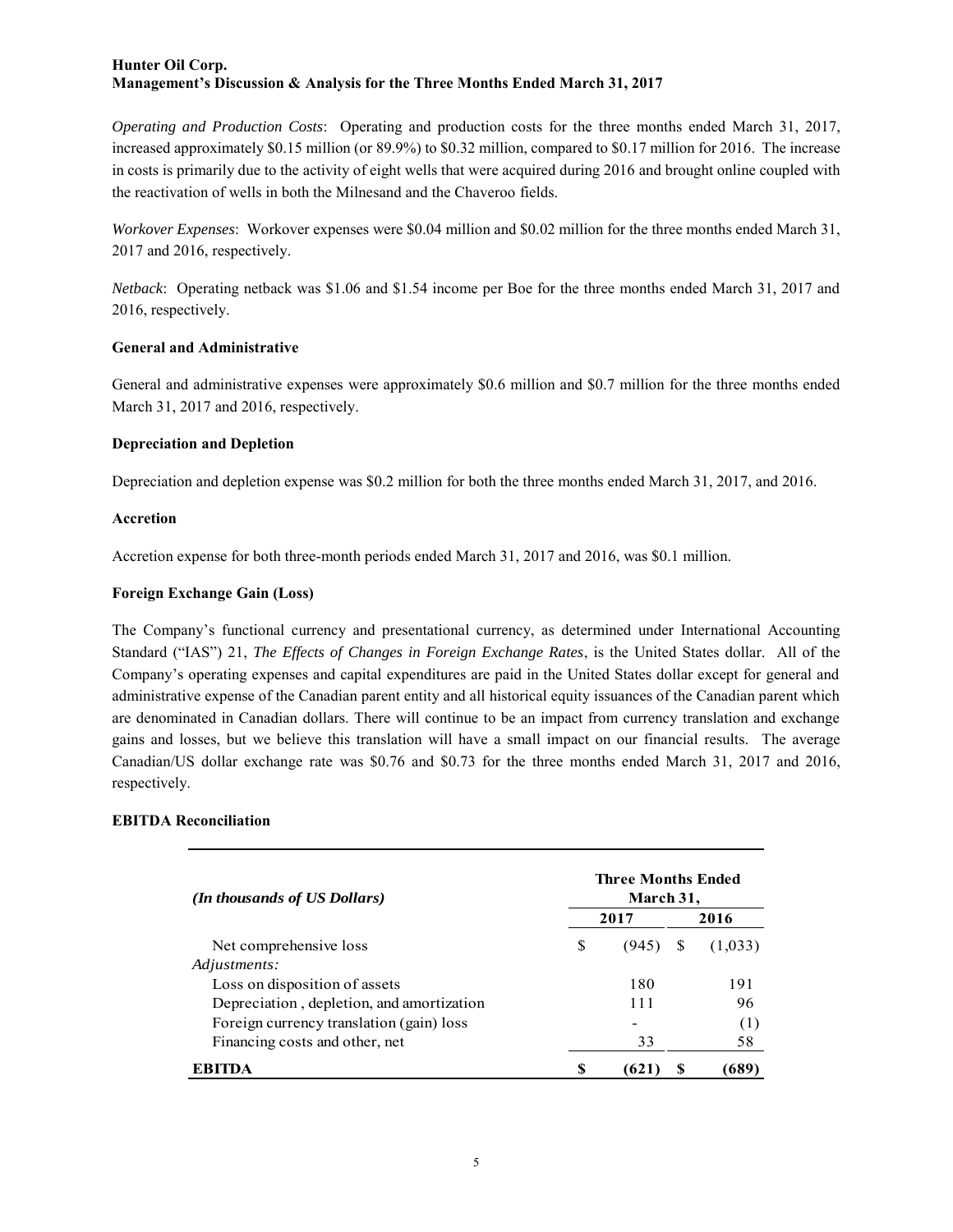*Operating and Production Costs*: Operating and production costs for the three months ended March 31, 2017, increased approximately $0.15 million (or 89.9%) to $0.32 million, compared to $0.17 million for 2016. The increase in costs is primarily due to the activity of eight wells that were acquired during 2016 and brought online coupled with the reactivation of wells in both the Milnesand and the Chaveroo fields.

*Workover Expenses*: Workover expenses were $0.04 million and $0.02 million for the three months ended March 31, 2017 and 2016, respectively.

*Netback*: Operating netback was $1.06 and $1.54 income per Boe for the three months ended March 31, 2017 and 2016, respectively.

**General and Administrative**

General and administrative expenses were approximately $0.6 million and $0.7 million for the three months ended March 31, 2017 and 2016, respectively.

**Depreciation and Depletion**

Depreciation and depletion expense was $0.2 million for both the three months ended March 31, 2017, and 2016.

**Accretion**

Accretion expense for both three-month periods ended March 31, 2017 and 2016, was $0.1 million.

**Foreign Exchange Gain (Loss)**

The Company's functional currency and presentational currency, as determined under International Accounting Standard ("IAS") 21, *The Effects of Changes in Foreign Exchange Rates*, is the United States dollar. All of the Company's operating expenses and capital expenditures are paid in the United States dollar except for general and administrative expense of the Canadian parent entity and all historical equity issuances of the Canadian parent which are denominated in Canadian dollars. There will continue to be an impact from currency translation and exchange gains and losses, but we believe this translation will have a small impact on our financial results. The average Canadian/US dollar exchange rate was $0.76 and $0.73 for the three months ended March 31, 2017 and 2016, respectively.

**EBITDA Reconciliation**

| *(In thousands of US Dollars)* | Three Months Ended March 31, | |
|---|---|---|
| | 2017 | 2016 |
| Net comprehensive loss | $ (945) | $ (1,033) |
| *Adjustments:* | | |
| Loss on disposition of assets | 180 | 191 |
| Depreciation , depletion, and amortization | 111 | 96 |
| Foreign currency translation (gain) loss | - | (1) |
| Financing costs and other, net | 33 | 58 |
| **EBITDA** | **$ (621)** | **$ (689)** |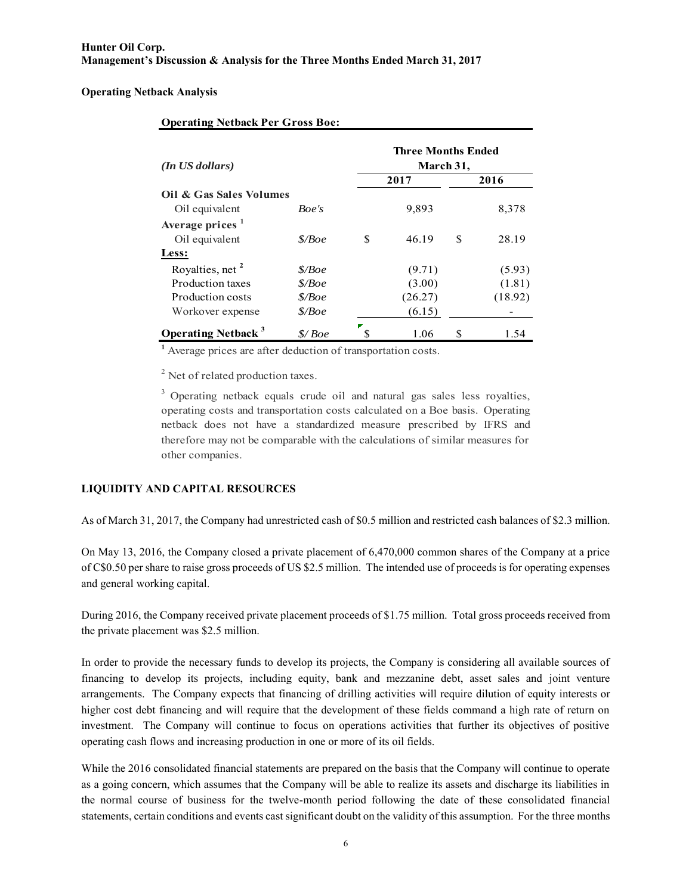## Operating Netback Analysis

**Operating Netback Per Gross Boe:**

| *(In US dollars)* | | Three Months Ended March 31, 2017 | 2016 |
|---|---|---|---|
| **Oil & Gas Sales Volumes** | | | |
| Oil equivalent | *Boe's* | 9,893 | 8,378 |
| **Average prices** [1] | | | |
| Oil equivalent | *$/Boe* | $ 46.19 | $ 28.19 |
| **Less:** | | | |
| Royalties, net [2] | *$/Boe* | (9.71) | (5.93) |
| Production taxes | *$/Boe* | (3.00) | (1.81) |
| Production costs | *$/Boe* | (26.27) | (18.92) |
| Workover expense | *$/Boe* | (6.15) | - |
| **Operating Netback** [3] | *$/ Boe* | $ 1.06 | $ 1.54 |

[1] Average prices are after deduction of transportation costs.

[2] Net of related production taxes.

[3] Operating netback equals crude oil and natural gas sales less royalties, operating costs and transportation costs calculated on a Boe basis. Operating netback does not have a standardized measure prescribed by IFRS and therefore may not be comparable with the calculations of similar measures for other companies.

## LIQUIDITY AND CAPITAL RESOURCES

As of March 31, 2017, the Company had unrestricted cash of $0.5 million and restricted cash balances of $2.3 million.

On May 13, 2016, the Company closed a private placement of 6,470,000 common shares of the Company at a price of C$0.50 per share to raise gross proceeds of US $2.5 million. The intended use of proceeds is for operating expenses and general working capital.

During 2016, the Company received private placement proceeds of $1.75 million. Total gross proceeds received from the private placement was $2.5 million.

In order to provide the necessary funds to develop its projects, the Company is considering all available sources of financing to develop its projects, including equity, bank and mezzanine debt, asset sales and joint venture arrangements. The Company expects that financing of drilling activities will require dilution of equity interests or higher cost debt financing and will require that the development of these fields command a high rate of return on investment. The Company will continue to focus on operations activities that further its objectives of positive operating cash flows and increasing production in one or more of its oil fields.

While the 2016 consolidated financial statements are prepared on the basis that the Company will continue to operate as a going concern, which assumes that the Company will be able to realize its assets and discharge its liabilities in the normal course of business for the twelve-month period following the date of these consolidated financial statements, certain conditions and events cast significant doubt on the validity of this assumption. For the three months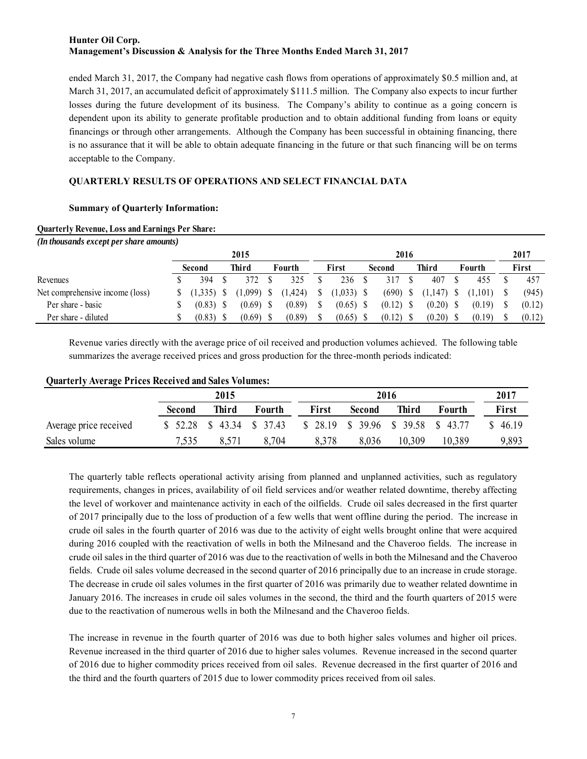ended March 31, 2017, the Company had negative cash flows from operations of approximately $0.5 million and, at March 31, 2017, an accumulated deficit of approximately $111.5 million. The Company also expects to incur further losses during the future development of its business. The Company's ability to continue as a going concern is dependent upon its ability to generate profitable production and to obtain additional funding from loans or equity financings or through other arrangements. Although the Company has been successful in obtaining financing, there is no assurance that it will be able to obtain adequate financing in the future or that such financing will be on terms acceptable to the Company.

## QUARTERLY RESULTS OF OPERATIONS AND SELECT FINANCIAL DATA

### Summary of Quarterly Information:

**Quarterly Revenue, Loss and Earnings Per Share:**

***(In thousands except per share amounts)***

| | 2015 | | | 2016 | | | | 2017 |
|---|---|---|---|---|---|---|---|---|
| | Second | Third | Fourth | First | Second | Third | Fourth | First |
| Revenues | $ 394 | $ 372 | $ 325 | $ 236 | $ 317 | $ 407 | $ 455 | $ 457 |
| Net comprehensive income (loss) | $ (1,335) | $ (1,099) | $ (1,424) | $ (1,033) | $ (690) | $ (1,147) | $ (1,101) | $ (945) |
| Per share - basic | $ (0.83) | $ (0.69) | $ (0.89) | $ (0.65) | $ (0.12) | $ (0.20) | $ (0.19) | $ (0.12) |
| Per share - diluted | $ (0.83) | $ (0.69) | $ (0.89) | $ (0.65) | $ (0.12) | $ (0.20) | $ (0.19) | $ (0.12) |

Revenue varies directly with the average price of oil received and production volumes achieved. The following table summarizes the average received prices and gross production for the three-month periods indicated:

**Quarterly Average Prices Received and Sales Volumes:**

| | 2015 | | | 2016 | | | | 2017 |
|---|---|---|---|---|---|---|---|---|
| | Second | Third | Fourth | First | Second | Third | Fourth | First |
| Average price received | $ 52.28 | $ 43.34 | $ 37.43 | $ 28.19 | $ 39.96 | $ 39.58 | $ 43.77 | $ 46.19 |
| Sales volume | 7,535 | 8,571 | 8,704 | 8,378 | 8,036 | 10,309 | 10,389 | 9,893 |

The quarterly table reflects operational activity arising from planned and unplanned activities, such as regulatory requirements, changes in prices, availability of oil field services and/or weather related downtime, thereby affecting the level of workover and maintenance activity in each of the oilfields. Crude oil sales decreased in the first quarter of 2017 principally due to the loss of production of a few wells that went offline during the period. The increase in crude oil sales in the fourth quarter of 2016 was due to the activity of eight wells brought online that were acquired during 2016 coupled with the reactivation of wells in both the Milnesand and the Chaveroo fields. The increase in crude oil sales in the third quarter of 2016 was due to the reactivation of wells in both the Milnesand and the Chaveroo fields. Crude oil sales volume decreased in the second quarter of 2016 principally due to an increase in crude storage. The decrease in crude oil sales volumes in the first quarter of 2016 was primarily due to weather related downtime in January 2016. The increases in crude oil sales volumes in the second, the third and the fourth quarters of 2015 were due to the reactivation of numerous wells in both the Milnesand and the Chaveroo fields.

The increase in revenue in the fourth quarter of 2016 was due to both higher sales volumes and higher oil prices. Revenue increased in the third quarter of 2016 due to higher sales volumes. Revenue increased in the second quarter of 2016 due to higher commodity prices received from oil sales. Revenue decreased in the first quarter of 2016 and the third and the fourth quarters of 2015 due to lower commodity prices received from oil sales.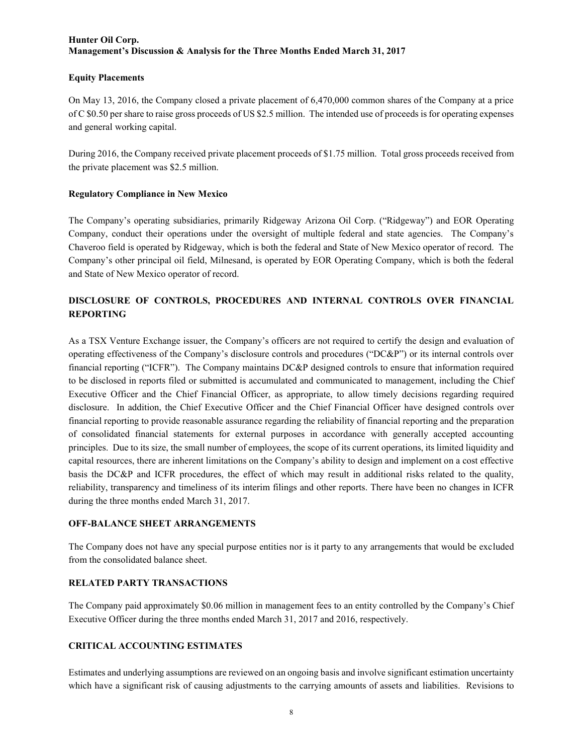### Equity Placements

On May 13, 2016, the Company closed a private placement of 6,470,000 common shares of the Company at a price of C $0.50 per share to raise gross proceeds of US $2.5 million. The intended use of proceeds is for operating expenses and general working capital.

During 2016, the Company received private placement proceeds of $1.75 million. Total gross proceeds received from the private placement was $2.5 million.

### Regulatory Compliance in New Mexico

The Company's operating subsidiaries, primarily Ridgeway Arizona Oil Corp. ("Ridgeway") and EOR Operating Company, conduct their operations under the oversight of multiple federal and state agencies. The Company's Chaveroo field is operated by Ridgeway, which is both the federal and State of New Mexico operator of record. The Company's other principal oil field, Milnesand, is operated by EOR Operating Company, which is both the federal and State of New Mexico operator of record.

## DISCLOSURE OF CONTROLS, PROCEDURES AND INTERNAL CONTROLS OVER FINANCIAL REPORTING

As a TSX Venture Exchange issuer, the Company's officers are not required to certify the design and evaluation of operating effectiveness of the Company's disclosure controls and procedures ("DC&P") or its internal controls over financial reporting ("ICFR"). The Company maintains DC&P designed controls to ensure that information required to be disclosed in reports filed or submitted is accumulated and communicated to management, including the Chief Executive Officer and the Chief Financial Officer, as appropriate, to allow timely decisions regarding required disclosure. In addition, the Chief Executive Officer and the Chief Financial Officer have designed controls over financial reporting to provide reasonable assurance regarding the reliability of financial reporting and the preparation of consolidated financial statements for external purposes in accordance with generally accepted accounting principles. Due to its size, the small number of employees, the scope of its current operations, its limited liquidity and capital resources, there are inherent limitations on the Company's ability to design and implement on a cost effective basis the DC&P and ICFR procedures, the effect of which may result in additional risks related to the quality, reliability, transparency and timeliness of its interim filings and other reports. There have been no changes in ICFR during the three months ended March 31, 2017.

## OFF-BALANCE SHEET ARRANGEMENTS

The Company does not have any special purpose entities nor is it party to any arrangements that would be excluded from the consolidated balance sheet.

## RELATED PARTY TRANSACTIONS

The Company paid approximately $0.06 million in management fees to an entity controlled by the Company's Chief Executive Officer during the three months ended March 31, 2017 and 2016, respectively.

## CRITICAL ACCOUNTING ESTIMATES

Estimates and underlying assumptions are reviewed on an ongoing basis and involve significant estimation uncertainty which have a significant risk of causing adjustments to the carrying amounts of assets and liabilities. Revisions to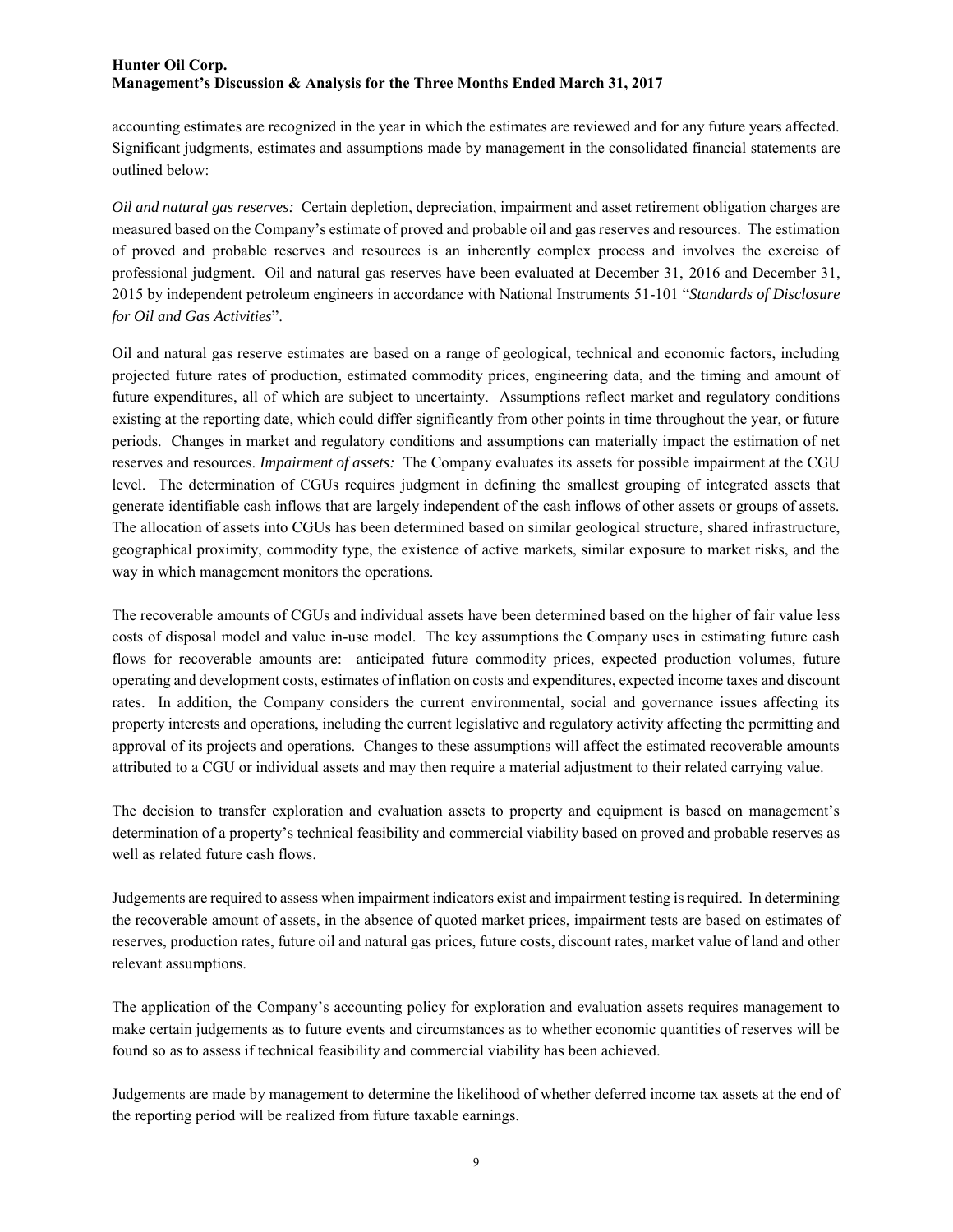accounting estimates are recognized in the year in which the estimates are reviewed and for any future years affected. Significant judgments, estimates and assumptions made by management in the consolidated financial statements are outlined below:

*Oil and natural gas reserves:* Certain depletion, depreciation, impairment and asset retirement obligation charges are measured based on the Company's estimate of proved and probable oil and gas reserves and resources. The estimation of proved and probable reserves and resources is an inherently complex process and involves the exercise of professional judgment. Oil and natural gas reserves have been evaluated at December 31, 2016 and December 31, 2015 by independent petroleum engineers in accordance with National Instruments 51-101 "*Standards of Disclosure for Oil and Gas Activities*".

Oil and natural gas reserve estimates are based on a range of geological, technical and economic factors, including projected future rates of production, estimated commodity prices, engineering data, and the timing and amount of future expenditures, all of which are subject to uncertainty. Assumptions reflect market and regulatory conditions existing at the reporting date, which could differ significantly from other points in time throughout the year, or future periods. Changes in market and regulatory conditions and assumptions can materially impact the estimation of net reserves and resources. *Impairment of assets:* The Company evaluates its assets for possible impairment at the CGU level. The determination of CGUs requires judgment in defining the smallest grouping of integrated assets that generate identifiable cash inflows that are largely independent of the cash inflows of other assets or groups of assets. The allocation of assets into CGUs has been determined based on similar geological structure, shared infrastructure, geographical proximity, commodity type, the existence of active markets, similar exposure to market risks, and the way in which management monitors the operations.

The recoverable amounts of CGUs and individual assets have been determined based on the higher of fair value less costs of disposal model and value in-use model. The key assumptions the Company uses in estimating future cash flows for recoverable amounts are: anticipated future commodity prices, expected production volumes, future operating and development costs, estimates of inflation on costs and expenditures, expected income taxes and discount rates. In addition, the Company considers the current environmental, social and governance issues affecting its property interests and operations, including the current legislative and regulatory activity affecting the permitting and approval of its projects and operations. Changes to these assumptions will affect the estimated recoverable amounts attributed to a CGU or individual assets and may then require a material adjustment to their related carrying value.

The decision to transfer exploration and evaluation assets to property and equipment is based on management's determination of a property's technical feasibility and commercial viability based on proved and probable reserves as well as related future cash flows.

Judgements are required to assess when impairment indicators exist and impairment testing is required. In determining the recoverable amount of assets, in the absence of quoted market prices, impairment tests are based on estimates of reserves, production rates, future oil and natural gas prices, future costs, discount rates, market value of land and other relevant assumptions.

The application of the Company's accounting policy for exploration and evaluation assets requires management to make certain judgements as to future events and circumstances as to whether economic quantities of reserves will be found so as to assess if technical feasibility and commercial viability has been achieved.

Judgements are made by management to determine the likelihood of whether deferred income tax assets at the end of the reporting period will be realized from future taxable earnings.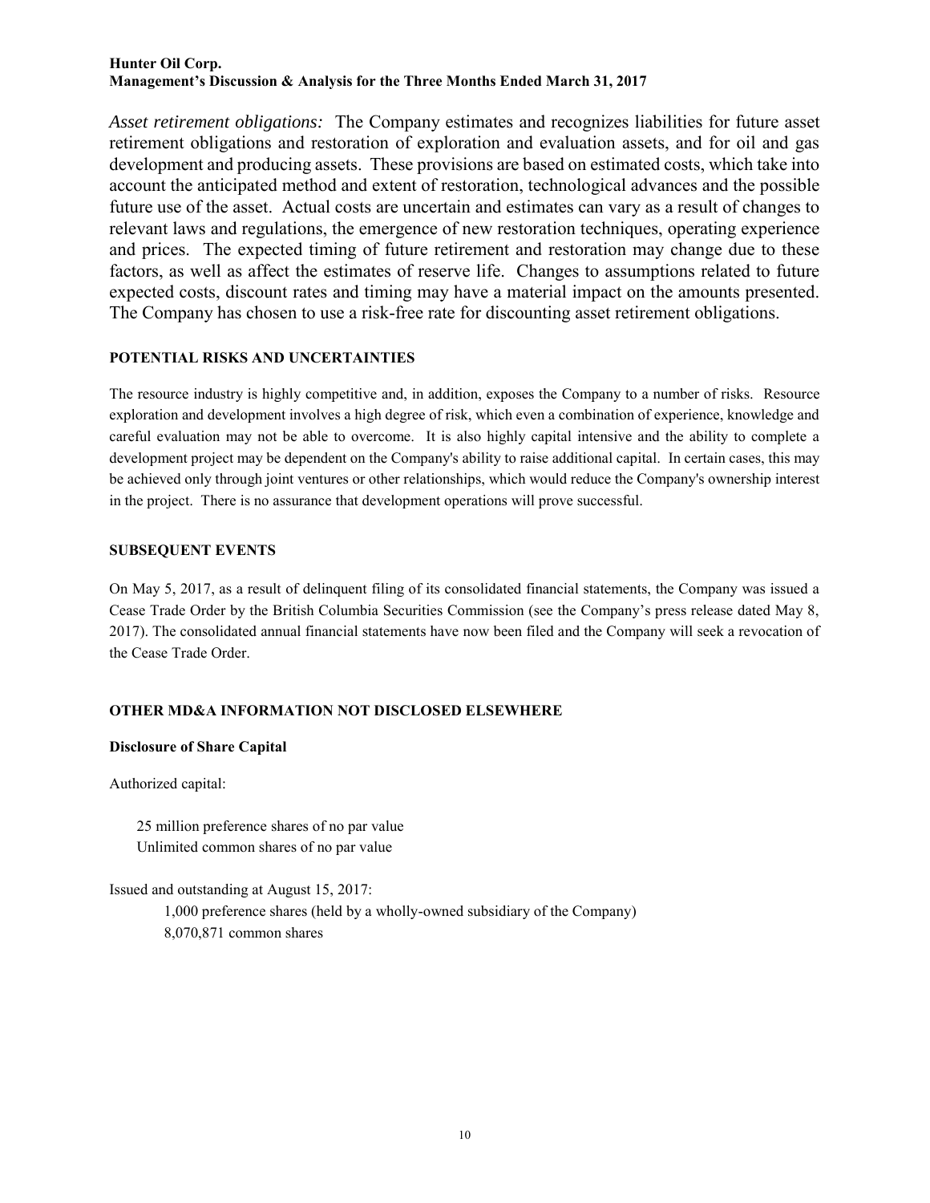*Asset retirement obligations:* The Company estimates and recognizes liabilities for future asset retirement obligations and restoration of exploration and evaluation assets, and for oil and gas development and producing assets. These provisions are based on estimated costs, which take into account the anticipated method and extent of restoration, technological advances and the possible future use of the asset. Actual costs are uncertain and estimates can vary as a result of changes to relevant laws and regulations, the emergence of new restoration techniques, operating experience and prices. The expected timing of future retirement and restoration may change due to these factors, as well as affect the estimates of reserve life. Changes to assumptions related to future expected costs, discount rates and timing may have a material impact on the amounts presented. The Company has chosen to use a risk-free rate for discounting asset retirement obligations.

## POTENTIAL RISKS AND UNCERTAINTIES

The resource industry is highly competitive and, in addition, exposes the Company to a number of risks. Resource exploration and development involves a high degree of risk, which even a combination of experience, knowledge and careful evaluation may not be able to overcome. It is also highly capital intensive and the ability to complete a development project may be dependent on the Company's ability to raise additional capital. In certain cases, this may be achieved only through joint ventures or other relationships, which would reduce the Company's ownership interest in the project. There is no assurance that development operations will prove successful.

## SUBSEQUENT EVENTS

On May 5, 2017, as a result of delinquent filing of its consolidated financial statements, the Company was issued a Cease Trade Order by the British Columbia Securities Commission (see the Company's press release dated May 8, 2017). The consolidated annual financial statements have now been filed and the Company will seek a revocation of the Cease Trade Order.

## OTHER MD&A INFORMATION NOT DISCLOSED ELSEWHERE

### Disclosure of Share Capital

Authorized capital:

25 million preference shares of no par value
Unlimited common shares of no par value

Issued and outstanding at August 15, 2017:

1,000 preference shares (held by a wholly-owned subsidiary of the Company)
8,070,871 common shares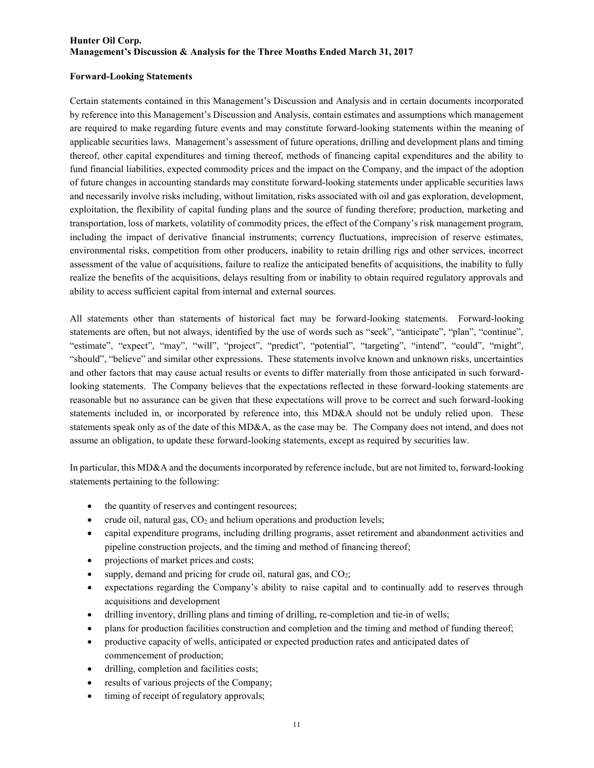## Forward-Looking Statements

Certain statements contained in this Management's Discussion and Analysis and in certain documents incorporated by reference into this Management's Discussion and Analysis, contain estimates and assumptions which management are required to make regarding future events and may constitute forward-looking statements within the meaning of applicable securities laws. Management's assessment of future operations, drilling and development plans and timing thereof, other capital expenditures and timing thereof, methods of financing capital expenditures and the ability to fund financial liabilities, expected commodity prices and the impact on the Company, and the impact of the adoption of future changes in accounting standards may constitute forward-looking statements under applicable securities laws and necessarily involve risks including, without limitation, risks associated with oil and gas exploration, development, exploitation, the flexibility of capital funding plans and the source of funding therefore; production, marketing and transportation, loss of markets, volatility of commodity prices, the effect of the Company's risk management program, including the impact of derivative financial instruments; currency fluctuations, imprecision of reserve estimates, environmental risks, competition from other producers, inability to retain drilling rigs and other services, incorrect assessment of the value of acquisitions, failure to realize the anticipated benefits of acquisitions, the inability to fully realize the benefits of the acquisitions, delays resulting from or inability to obtain required regulatory approvals and ability to access sufficient capital from internal and external sources.

All statements other than statements of historical fact may be forward-looking statements. Forward-looking statements are often, but not always, identified by the use of words such as "seek", "anticipate", "plan", "continue", "estimate", "expect", "may", "will", "project", "predict", "potential", "targeting", "intend", "could", "might", "should", "believe" and similar other expressions. These statements involve known and unknown risks, uncertainties and other factors that may cause actual results or events to differ materially from those anticipated in such forward-looking statements. The Company believes that the expectations reflected in these forward-looking statements are reasonable but no assurance can be given that these expectations will prove to be correct and such forward-looking statements included in, or incorporated by reference into, this MD&A should not be unduly relied upon. These statements speak only as of the date of this MD&A, as the case may be. The Company does not intend, and does not assume an obligation, to update these forward-looking statements, except as required by securities law.

In particular, this MD&A and the documents incorporated by reference include, but are not limited to, forward-looking statements pertaining to the following:

- the quantity of reserves and contingent resources;
- crude oil, natural gas, $CO_2$ and helium operations and production levels;
- capital expenditure programs, including drilling programs, asset retirement and abandonment activities and pipeline construction projects, and the timing and method of financing thereof;
- projections of market prices and costs;
- supply, demand and pricing for crude oil, natural gas, and $CO_2$;
- expectations regarding the Company's ability to raise capital and to continually add to reserves through acquisitions and development
- drilling inventory, drilling plans and timing of drilling, re-completion and tie-in of wells;
- plans for production facilities construction and completion and the timing and method of funding thereof;
- productive capacity of wells, anticipated or expected production rates and anticipated dates of commencement of production;
- drilling, completion and facilities costs;
- results of various projects of the Company;
- timing of receipt of regulatory approvals;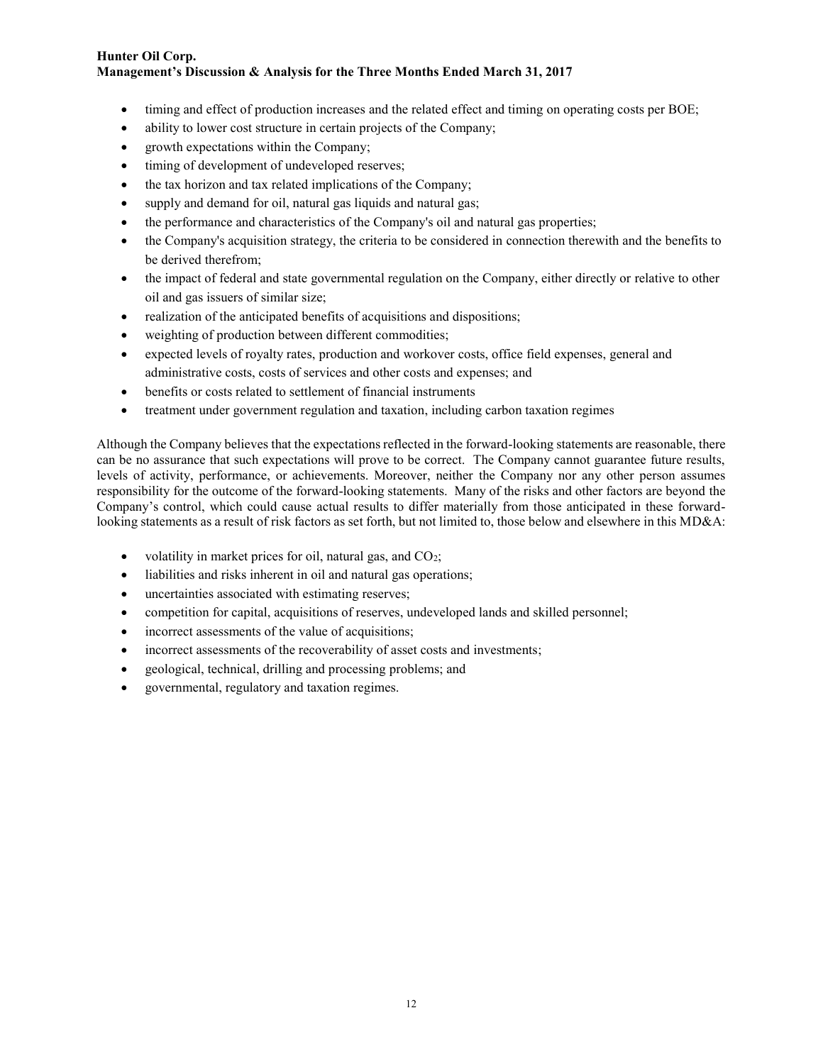- timing and effect of production increases and the related effect and timing on operating costs per BOE;
- ability to lower cost structure in certain projects of the Company;
- growth expectations within the Company;
- timing of development of undeveloped reserves;
- the tax horizon and tax related implications of the Company;
- supply and demand for oil, natural gas liquids and natural gas;
- the performance and characteristics of the Company's oil and natural gas properties;
- the Company's acquisition strategy, the criteria to be considered in connection therewith and the benefits to be derived therefrom;
- the impact of federal and state governmental regulation on the Company, either directly or relative to other oil and gas issuers of similar size;
- realization of the anticipated benefits of acquisitions and dispositions;
- weighting of production between different commodities;
- expected levels of royalty rates, production and workover costs, office field expenses, general and administrative costs, costs of services and other costs and expenses; and
- benefits or costs related to settlement of financial instruments
- treatment under government regulation and taxation, including carbon taxation regimes

Although the Company believes that the expectations reflected in the forward-looking statements are reasonable, there can be no assurance that such expectations will prove to be correct. The Company cannot guarantee future results, levels of activity, performance, or achievements. Moreover, neither the Company nor any other person assumes responsibility for the outcome of the forward-looking statements. Many of the risks and other factors are beyond the Company's control, which could cause actual results to differ materially from those anticipated in these forward-looking statements as a result of risk factors as set forth, but not limited to, those below and elsewhere in this MD&A:

- volatility in market prices for oil, natural gas, and $CO_2$;
- liabilities and risks inherent in oil and natural gas operations;
- uncertainties associated with estimating reserves;
- competition for capital, acquisitions of reserves, undeveloped lands and skilled personnel;
- incorrect assessments of the value of acquisitions;
- incorrect assessments of the recoverability of asset costs and investments;
- geological, technical, drilling and processing problems; and
- governmental, regulatory and taxation regimes.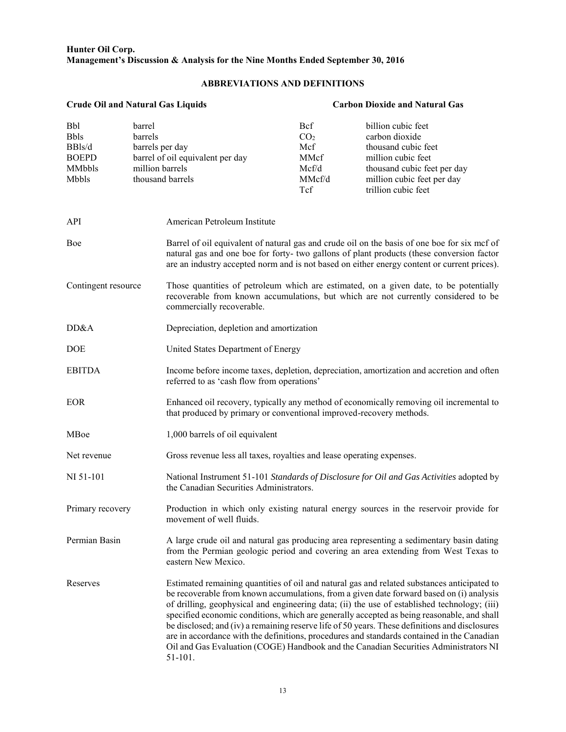**Hunter Oil Corp.**
**Management's Discussion & Analysis for the Nine Months Ended September 30, 2016**

## ABBREVIATIONS AND DEFINITIONS

| Crude Oil and Natural Gas Liquids | | Carbon Dioxide and Natural Gas | |
|---|---|---|---|
| Bbl | barrel | Bcf | billion cubic feet |
| Bbls | barrels | $CO_2$ | carbon dioxide |
| BBls/d | barrels per day | Mcf | thousand cubic feet |
| BOEPD | barrel of oil equivalent per day | MMcf | million cubic feet |
| MMbbls | million barrels | Mcf/d | thousand cubic feet per day |
| Mbbls | thousand barrels | MMcf/d | million cubic feet per day |
| | | Tcf | trillion cubic feet |

| | |
|---|---|
| API | American Petroleum Institute |
| Boe | Barrel of oil equivalent of natural gas and crude oil on the basis of one boe for six mcf of natural gas and one boe for forty- two gallons of plant products (these conversion factor are an industry accepted norm and is not based on either energy content or current prices). |
| Contingent resource | Those quantities of petroleum which are estimated, on a given date, to be potentially recoverable from known accumulations, but which are not currently considered to be commercially recoverable. |
| DD&A | Depreciation, depletion and amortization |
| DOE | United States Department of Energy |
| EBITDA | Income before income taxes, depletion, depreciation, amortization and accretion and often referred to as 'cash flow from operations' |
| EOR | Enhanced oil recovery, typically any method of economically removing oil incremental to that produced by primary or conventional improved-recovery methods. |
| MBoe | 1,000 barrels of oil equivalent |
| Net revenue | Gross revenue less all taxes, royalties and lease operating expenses. |
| NI 51-101 | National Instrument 51-101 *Standards of Disclosure for Oil and Gas Activities* adopted by the Canadian Securities Administrators. |
| Primary recovery | Production in which only existing natural energy sources in the reservoir provide for movement of well fluids. |
| Permian Basin | A large crude oil and natural gas producing area representing a sedimentary basin dating from the Permian geologic period and covering an area extending from West Texas to eastern New Mexico. |
| Reserves | Estimated remaining quantities of oil and natural gas and related substances anticipated to be recoverable from known accumulations, from a given date forward based on (i) analysis of drilling, geophysical and engineering data; (ii) the use of established technology; (iii) specified economic conditions, which are generally accepted as being reasonable, and shall be disclosed; and (iv) a remaining reserve life of 50 years. These definitions and disclosures are in accordance with the definitions, procedures and standards contained in the Canadian Oil and Gas Evaluation (COGE) Handbook and the Canadian Securities Administrators NI 51-101. |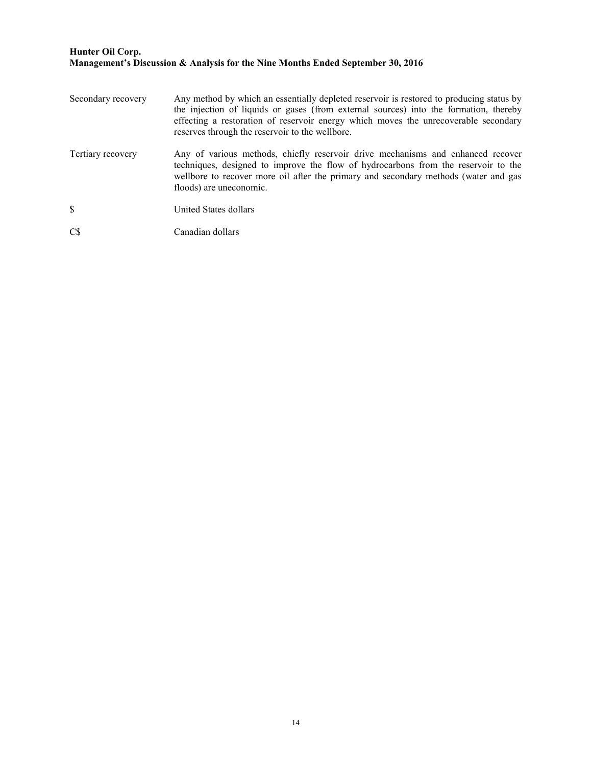| | |
|---|---|
| Secondary recovery | Any method by which an essentially depleted reservoir is restored to producing status by the injection of liquids or gases (from external sources) into the formation, thereby effecting a restoration of reservoir energy which moves the unrecoverable secondary reserves through the reservoir to the wellbore. |
| Tertiary recovery | Any of various methods, chiefly reservoir drive mechanisms and enhanced recover techniques, designed to improve the flow of hydrocarbons from the reservoir to the wellbore to recover more oil after the primary and secondary methods (water and gas floods) are uneconomic. |
| $ | United States dollars |
| C$ | Canadian dollars |